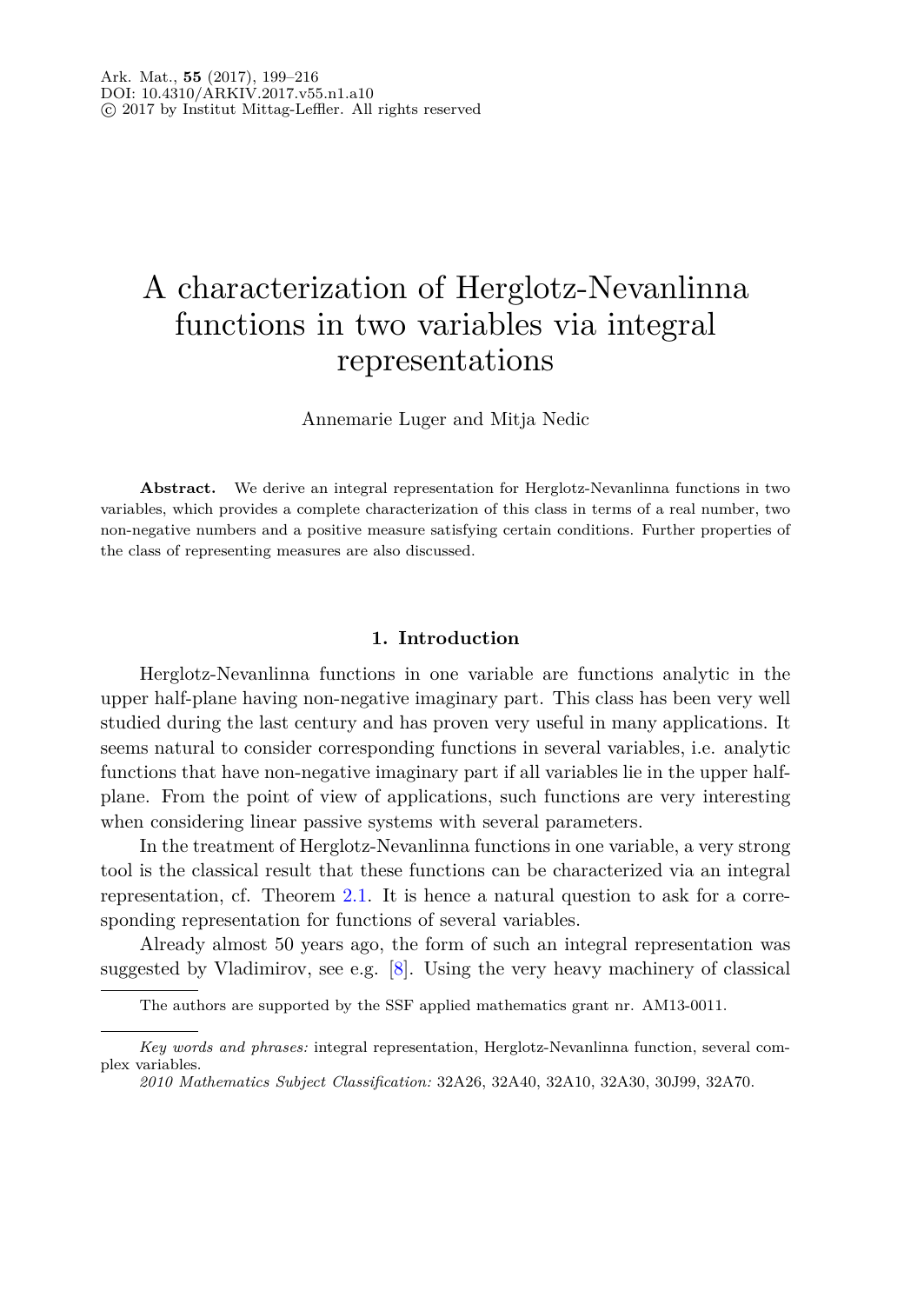# A characterization of Herglotz-Nevanlinna functions in two variables via integral representations

Annemarie Luger and Mitja Nedic

**Abstract.** We derive an integral representation for Herglotz-Nevanlinna functions in two variables, which provides a complete characterization of this class in terms of a real number, two non-negative numbers and a positive measure satisfying certain conditions. Further properties of the class of representing measures are also discussed.

## 1. Introduction

Herglotz-Nevanlinna functions in one variable are functions analytic in the upper half-plane having non-negative imaginary part. This class has been very well studied during the last century and has proven very useful in many applications. It seems natural to consider corresponding functions in several variables, i.e. analytic functions that have non-negative imaginary part if all variables lie in the upper half-plane. From the point of view of applications, such functions are very interesting when considering linear passive systems with several parameters.

In the treatment of Herglotz-Nevanlinna functions in one variable, a very strong tool is the classical result that these functions can be characterized via an integral representation, cf. Theorem 2.1. It is hence a natural question to ask for a corresponding representation for functions of several variables.

Already almost 50 years ago, the form of such an integral representation was suggested by Vladimirov, see e.g. [8]. Using the very heavy machinery of classical

---

The authors are supported by the SSF applied mathematics grant nr. AM13-0011.

*Key words and phrases:* integral representation, Herglotz-Nevanlinna function, several complex variables.

*2010 Mathematics Subject Classification:* 32A26, 32A40, 32A10, 32A30, 30J99, 32A70.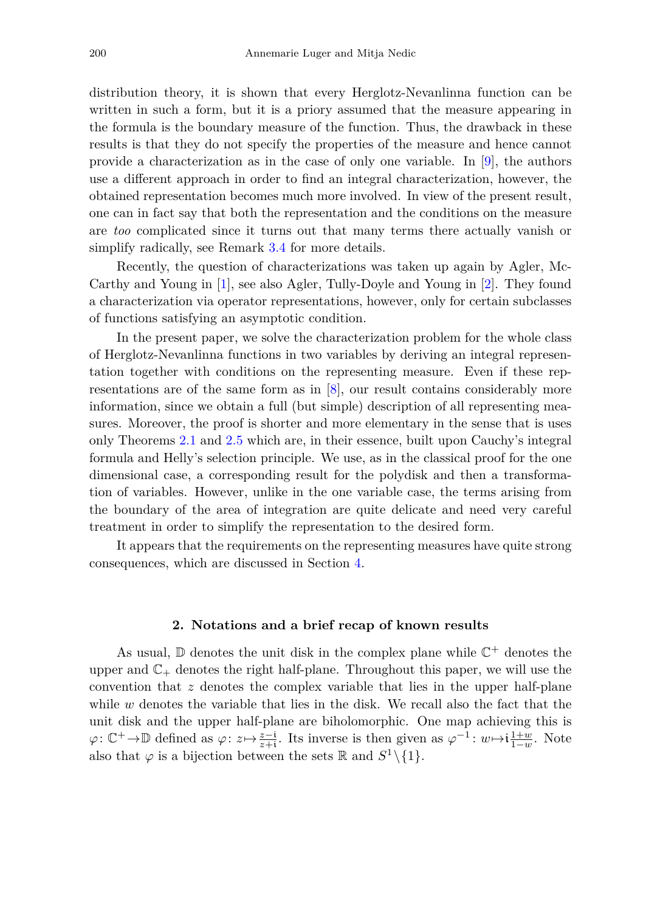distribution theory, it is shown that every Herglotz-Nevanlinna function can be written in such a form, but it is a priory assumed that the measure appearing in the formula is the boundary measure of the function. Thus, the drawback in these results is that they do not specify the properties of the measure and hence cannot provide a characterization as in the case of only one variable. In [9], the authors use a different approach in order to find an integral characterization, however, the obtained representation becomes much more involved. In view of the present result, one can in fact say that both the representation and the conditions on the measure are *too* complicated since it turns out that many terms there actually vanish or simplify radically, see Remark 3.4 for more details.

Recently, the question of characterizations was taken up again by Agler, McCarthy and Young in [1], see also Agler, Tully-Doyle and Young in [2]. They found a characterization via operator representations, however, only for certain subclasses of functions satisfying an asymptotic condition.

In the present paper, we solve the characterization problem for the whole class of Herglotz-Nevanlinna functions in two variables by deriving an integral representation together with conditions on the representing measure. Even if these representations are of the same form as in [8], our result contains considerably more information, since we obtain a full (but simple) description of all representing measures. Moreover, the proof is shorter and more elementary in the sense that is uses only Theorems 2.1 and 2.5 which are, in their essence, built upon Cauchy's integral formula and Helly's selection principle. We use, as in the classical proof for the one dimensional case, a corresponding result for the polydisk and then a transformation of variables. However, unlike in the one variable case, the terms arising from the boundary of the area of integration are quite delicate and need very careful treatment in order to simplify the representation to the desired form.

It appears that the requirements on the representing measures have quite strong consequences, which are discussed in Section 4.

## 2. Notations and a brief recap of known results

As usual, $\mathbb{D}$ denotes the unit disk in the complex plane while $\mathbb{C}^+$ denotes the upper and $\mathbb{C}_+$ denotes the right half-plane. Throughout this paper, we will use the convention that $z$ denotes the complex variable that lies in the upper half-plane while $w$ denotes the variable that lies in the disk. We recall also the fact that the unit disk and the upper half-plane are biholomorphic. One map achieving this is $\varphi\colon \mathbb{C}^+ \to \mathbb{D}$ defined as $\varphi\colon z \mapsto \frac{z-\mathfrak{i}}{z+\mathfrak{i}}$. Its inverse is then given as $\varphi^{-1}\colon w \mapsto \mathfrak{i}\frac{1+w}{1-w}$. Note also that $\varphi$ is a bijection between the sets $\mathbb{R}$ and $S^1\backslash\{1\}$.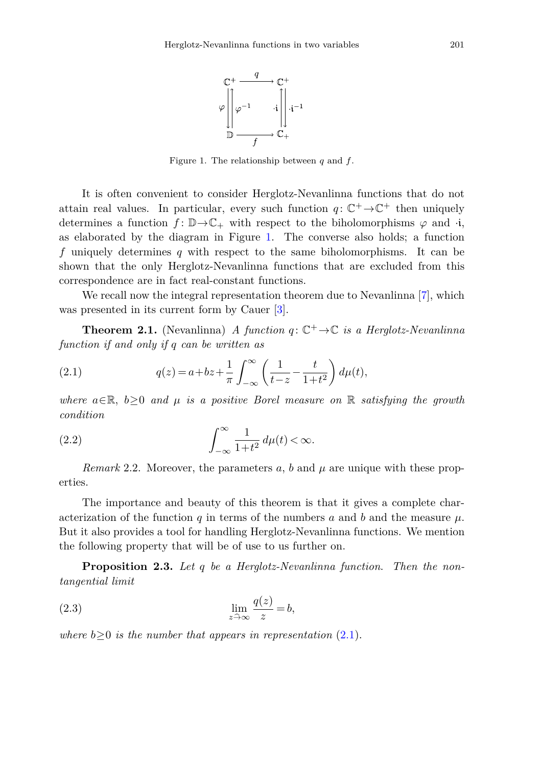$$
\begin{array}{ccc}
\mathbb{C}^+ & \xrightarrow{\quad q \quad} & \mathbb{C}^+ \\
\varphi \downarrow \uparrow \varphi^{-1} & & \cdot\mathrm{i} \uparrow \downarrow \cdot\mathrm{i}^{-1} \\
\mathbb{D} & \xrightarrow[\quad f \quad]{} & \mathbb{C}_+
\end{array}
$$

Figure 1. The relationship between $q$ and $f$.

It is often convenient to consider Herglotz-Nevanlinna functions that do not attain real values. In particular, every such function $q\colon \mathbb{C}^+ \to \mathbb{C}^+$ then uniquely determines a function $f\colon \mathbb{D} \to \mathbb{C}_+$ with respect to the biholomorphisms $\varphi$ and $\cdot\mathrm{i}$, as elaborated by the diagram in Figure 1. The converse also holds; a function $f$ uniquely determines $q$ with respect to the same biholomorphisms. It can be shown that the only Herglotz-Nevanlinna functions that are excluded from this correspondence are in fact real-constant functions.

We recall now the integral representation theorem due to Nevanlinna [7], which was presented in its current form by Cauer [3].

**Theorem 2.1.** (Nevanlinna) *A function $q\colon \mathbb{C}^+ \to \mathbb{C}$ is a Herglotz-Nevanlinna function if and only if $q$ can be written as*

$$
q(z) = a + bz + \frac{1}{\pi} \int_{-\infty}^{\infty} \left( \frac{1}{t-z} - \frac{t}{1+t^2} \right) d\mu(t), \tag{2.1}
$$

*where $a \in \mathbb{R}$, $b \geq 0$ and $\mu$ is a positive Borel measure on $\mathbb{R}$ satisfying the growth condition*

$$
\int_{-\infty}^{\infty} \frac{1}{1+t^2}\, d\mu(t) < \infty. \tag{2.2}
$$

*Remark* 2.2. Moreover, the parameters $a$, $b$ and $\mu$ are unique with these properties.

The importance and beauty of this theorem is that it gives a complete characterization of the function $q$ in terms of the numbers $a$ and $b$ and the measure $\mu$. But it also provides a tool for handling Herglotz-Nevanlinna functions. We mention the following property that will be of use to us further on.

**Proposition 2.3.** *Let $q$ be a Herglotz-Nevanlinna function. Then the non-tangential limit*

$$
\lim_{z \hat{\to} \infty} \frac{q(z)}{z} = b, \tag{2.3}
$$

*where $b \geq 0$ is the number that appears in representation (2.1).*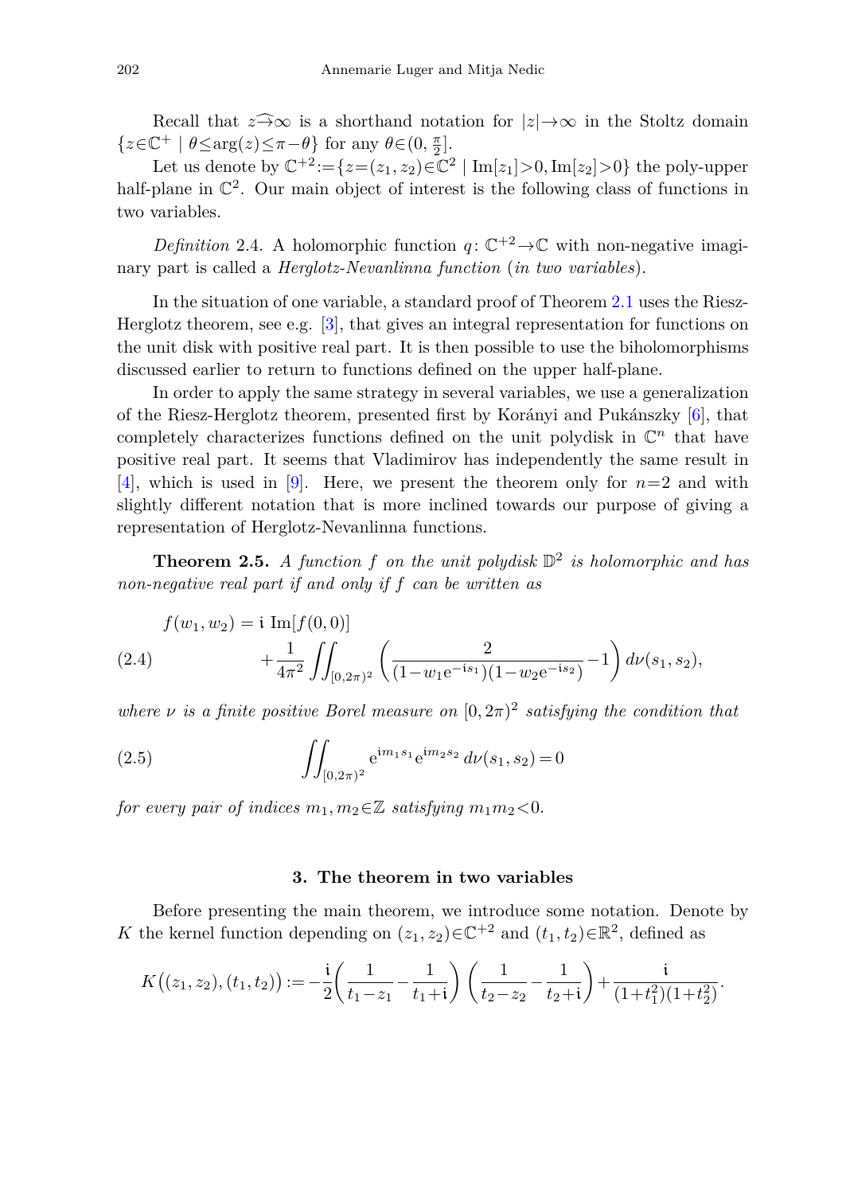Recall that $z \widehat{\to} \infty$ is a shorthand notation for $|z| \to \infty$ in the Stoltz domain $\{z \in \mathbb{C}^+ \mid \theta \leq \arg(z) \leq \pi - \theta\}$ for any $\theta \in (0, \frac{\pi}{2}]$.

Let us denote by $\mathbb{C}^{+2} := \{z = (z_1, z_2) \in \mathbb{C}^2 \mid \operatorname{Im}[z_1] > 0, \operatorname{Im}[z_2] > 0\}$ the poly-upper half-plane in $\mathbb{C}^2$. Our main object of interest is the following class of functions in two variables.

*Definition* 2.4. A holomorphic function $q \colon \mathbb{C}^{+2} \to \mathbb{C}$ with non-negative imaginary part is called a *Herglotz-Nevanlinna function* (*in two variables*).

In the situation of one variable, a standard proof of Theorem 2.1 uses the Riesz-Herglotz theorem, see e.g. [3], that gives an integral representation for functions on the unit disk with positive real part. It is then possible to use the biholomorphisms discussed earlier to return to functions defined on the upper half-plane.

In order to apply the same strategy in several variables, we use a generalization of the Riesz-Herglotz theorem, presented first by Korányi and Pukánszky [6], that completely characterizes functions defined on the unit polydisk in $\mathbb{C}^n$ that have positive real part. It seems that Vladimirov has independently the same result in [4], which is used in [9]. Here, we present the theorem only for $n=2$ and with slightly different notation that is more inclined towards our purpose of giving a representation of Herglotz-Nevanlinna functions.

**Theorem 2.5.** *A function $f$ on the unit polydisk $\mathbb{D}^2$ is holomorphic and has non-negative real part if and only if $f$ can be written as*

$$
\begin{aligned}
f(w_1, w_2) &= \mathfrak{i}\, \operatorname{Im}[f(0,0)] \\
&\quad + \frac{1}{4\pi^2} \iint_{[0,2\pi)^2} \left( \frac{2}{(1 - w_1 \mathrm{e}^{-\mathrm{i} s_1})(1 - w_2 \mathrm{e}^{-\mathrm{i} s_2})} - 1 \right) d\nu(s_1, s_2),
\end{aligned}
\tag{2.4}
$$

*where $\nu$ is a finite positive Borel measure on $[0, 2\pi)^2$ satisfying the condition that*

$$
\iint_{[0,2\pi)^2} \mathrm{e}^{\mathrm{i} m_1 s_1} \mathrm{e}^{\mathrm{i} m_2 s_2} \, d\nu(s_1, s_2) = 0 \tag{2.5}
$$

*for every pair of indices $m_1, m_2 \in \mathbb{Z}$ satisfying $m_1 m_2 < 0$.*

## 3. The theorem in two variables

Before presenting the main theorem, we introduce some notation. Denote by $K$ the kernel function depending on $(z_1, z_2) \in \mathbb{C}^{+2}$ and $(t_1, t_2) \in \mathbb{R}^2$, defined as

$$
K\big((z_1, z_2), (t_1, t_2)\big) := -\frac{\mathfrak{i}}{2} \left( \frac{1}{t_1 - z_1} - \frac{1}{t_1 + \mathfrak{i}} \right) \left( \frac{1}{t_2 - z_2} - \frac{1}{t_2 + \mathfrak{i}} \right) + \frac{\mathfrak{i}}{(1 + t_1^2)(1 + t_2^2)}.
$$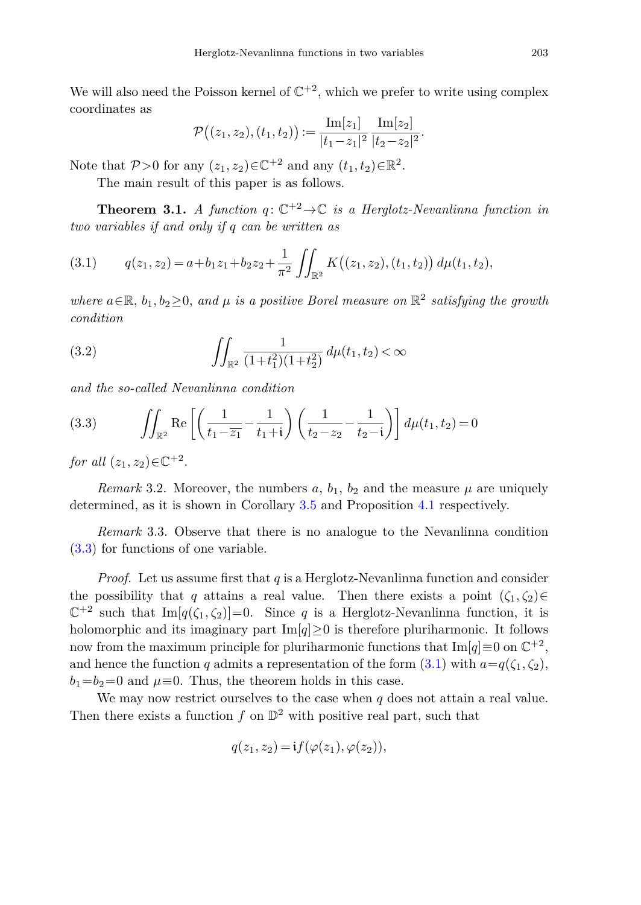We will also need the Poisson kernel of $\mathbb{C}^{+2}$, which we prefer to write using complex coordinates as

$$\mathcal{P}\big((z_1,z_2),(t_1,t_2)\big) := \frac{\mathrm{Im}[z_1]}{|t_1-z_1|^2}\,\frac{\mathrm{Im}[z_2]}{|t_2-z_2|^2}.$$

Note that $\mathcal{P}>0$ for any $(z_1,z_2)\in\mathbb{C}^{+2}$ and any $(t_1,t_2)\in\mathbb{R}^2$.

The main result of this paper is as follows.

**Theorem 3.1.** *A function $q\colon \mathbb{C}^{+2}\to\mathbb{C}$ is a Herglotz-Nevanlinna function in two variables if and only if $q$ can be written as*

$$q(z_1,z_2) = a + b_1 z_1 + b_2 z_2 + \frac{1}{\pi^2}\iint_{\mathbb{R}^2} K\big((z_1,z_2),(t_1,t_2)\big)\,d\mu(t_1,t_2), \tag{3.1}$$

*where $a\in\mathbb{R}$, $b_1,b_2\geq 0$, and $\mu$ is a positive Borel measure on $\mathbb{R}^2$ satisfying the growth condition*

$$\iint_{\mathbb{R}^2} \frac{1}{(1+t_1^2)(1+t_2^2)}\,d\mu(t_1,t_2) < \infty \tag{3.2}$$

*and the so-called Nevanlinna condition*

$$\iint_{\mathbb{R}^2} \mathrm{Re}\left[\left(\frac{1}{t_1-\overline{z_1}} - \frac{1}{t_1+\mathrm{i}}\right)\left(\frac{1}{t_2-z_2} - \frac{1}{t_2-\mathrm{i}}\right)\right] d\mu(t_1,t_2) = 0 \tag{3.3}$$

*for all $(z_1,z_2)\in\mathbb{C}^{+2}$.*

*Remark* 3.2. Moreover, the numbers $a$, $b_1$, $b_2$ and the measure $\mu$ are uniquely determined, as it is shown in Corollary 3.5 and Proposition 4.1 respectively.

*Remark* 3.3. Observe that there is no analogue to the Nevanlinna condition (3.3) for functions of one variable.

*Proof.* Let us assume first that $q$ is a Herglotz-Nevanlinna function and consider the possibility that $q$ attains a real value. Then there exists a point $(\zeta_1,\zeta_2)\in\mathbb{C}^{+2}$ such that $\mathrm{Im}[q(\zeta_1,\zeta_2)]=0$. Since $q$ is a Herglotz-Nevanlinna function, it is holomorphic and its imaginary part $\mathrm{Im}[q]\geq 0$ is therefore pluriharmonic. It follows now from the maximum principle for pluriharmonic functions that $\mathrm{Im}[q]\equiv 0$ on $\mathbb{C}^{+2}$, and hence the function $q$ admits a representation of the form (3.1) with $a=q(\zeta_1,\zeta_2)$, $b_1=b_2=0$ and $\mu\equiv 0$. Thus, the theorem holds in this case.

We may now restrict ourselves to the case when $q$ does not attain a real value. Then there exists a function $f$ on $\mathbb{D}^2$ with positive real part, such that

$$q(z_1,z_2) = \mathrm{i} f(\varphi(z_1),\varphi(z_2)),$$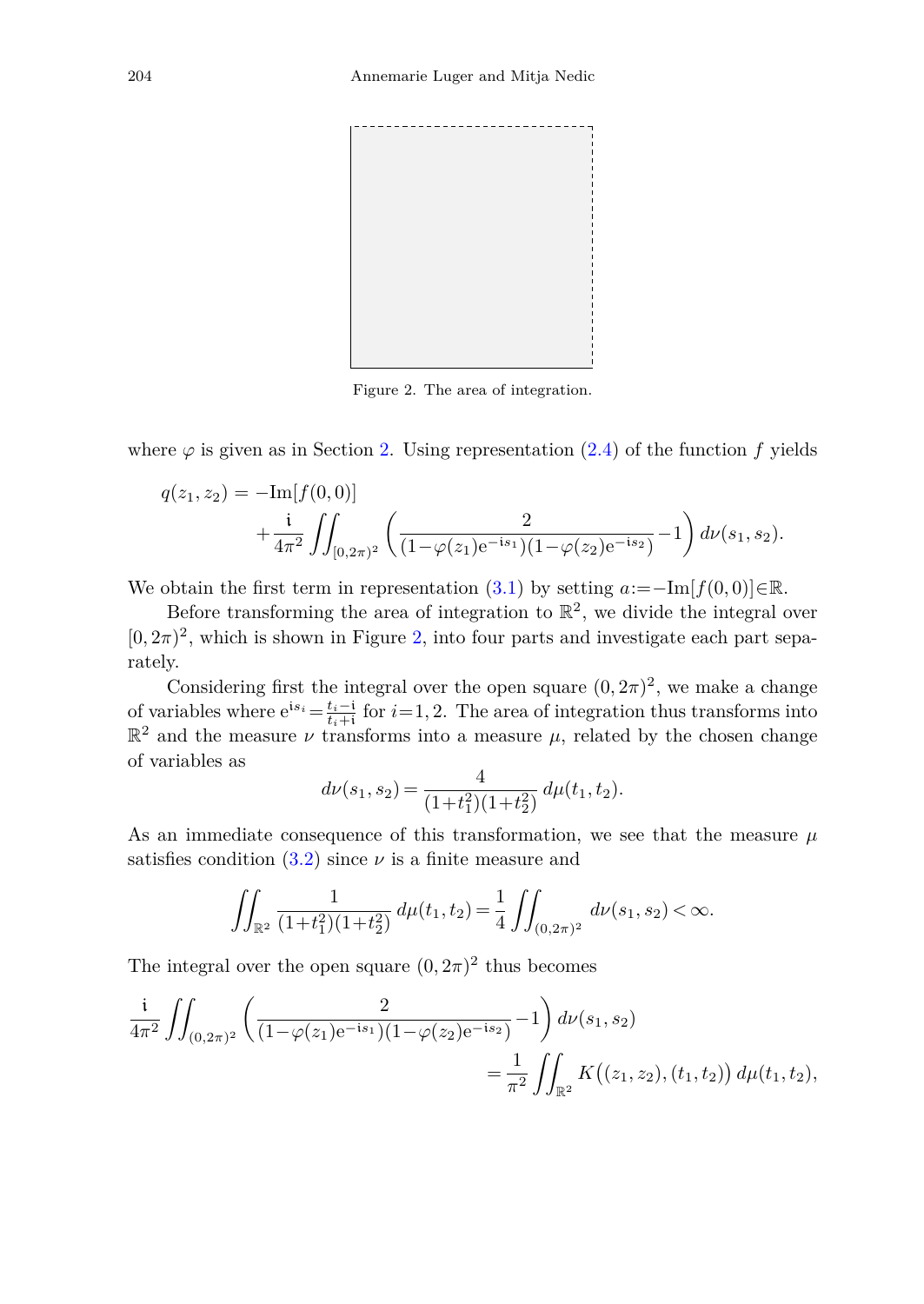Figure 2. The area of integration.

where $\varphi$ is given as in Section 2. Using representation (2.4) of the function $f$ yields

$$q(z_1,z_2) = -\mathrm{Im}[f(0,0)] + \frac{\mathfrak{i}}{4\pi^2}\iint_{[0,2\pi)^2}\left(\frac{2}{(1-\varphi(z_1)\mathrm{e}^{-\mathrm{i}s_1})(1-\varphi(z_2)\mathrm{e}^{-\mathrm{i}s_2})}-1\right)d\nu(s_1,s_2).$$

We obtain the first term in representation (3.1) by setting $a:=-\mathrm{Im}[f(0,0)]\in\mathbb{R}$.

Before transforming the area of integration to $\mathbb{R}^2$, we divide the integral over $[0,2\pi)^2$, which is shown in Figure 2, into four parts and investigate each part separately.

Considering first the integral over the open square $(0,2\pi)^2$, we make a change of variables where $\mathrm{e}^{\mathrm{i}s_i}=\frac{t_i-\mathfrak{i}}{t_i+\mathfrak{i}}$ for $i=1,2$. The area of integration thus transforms into $\mathbb{R}^2$ and the measure $\nu$ transforms into a measure $\mu$, related by the chosen change of variables as

$$d\nu(s_1,s_2)=\frac{4}{(1+t_1^2)(1+t_2^2)}\,d\mu(t_1,t_2).$$

As an immediate consequence of this transformation, we see that the measure $\mu$ satisfies condition (3.2) since $\nu$ is a finite measure and

$$\iint_{\mathbb{R}^2}\frac{1}{(1+t_1^2)(1+t_2^2)}\,d\mu(t_1,t_2)=\frac{1}{4}\iint_{(0,2\pi)^2}d\nu(s_1,s_2)<\infty.$$

The integral over the open square $(0,2\pi)^2$ thus becomes

$$\frac{\mathfrak{i}}{4\pi^2}\iint_{(0,2\pi)^2}\left(\frac{2}{(1-\varphi(z_1)\mathrm{e}^{-\mathrm{i}s_1})(1-\varphi(z_2)\mathrm{e}^{-\mathrm{i}s_2})}-1\right)d\nu(s_1,s_2) = \frac{1}{\pi^2}\iint_{\mathbb{R}^2}K\big((z_1,z_2),(t_1,t_2)\big)\,d\mu(t_1,t_2),$$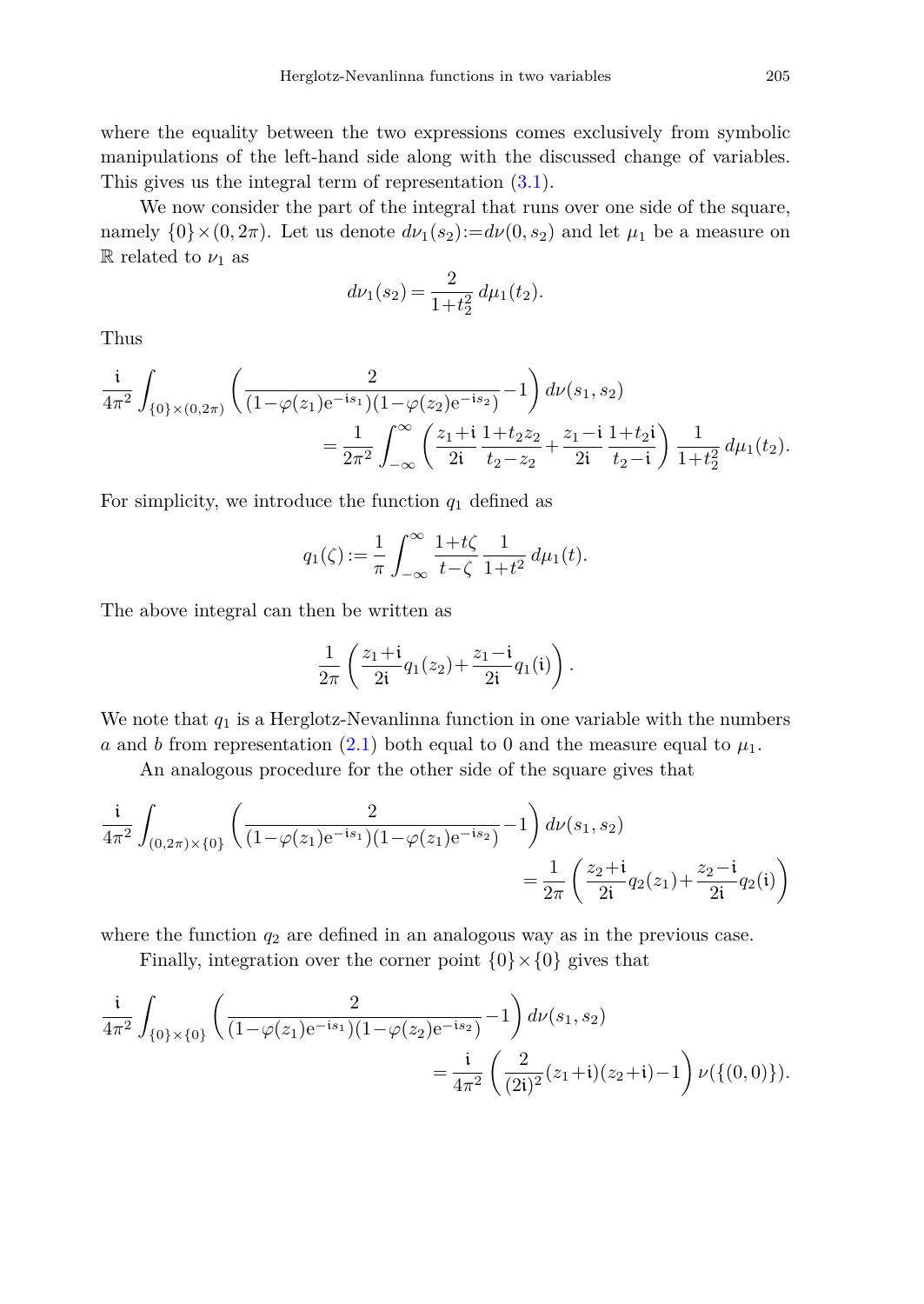where the equality between the two expressions comes exclusively from symbolic manipulations of the left-hand side along with the discussed change of variables. This gives us the integral term of representation (3.1).

We now consider the part of the integral that runs over one side of the square, namely $\{0\}\times(0,2\pi)$. Let us denote $d\nu_1(s_2):=d\nu(0,s_2)$ and let $\mu_1$ be a measure on $\mathbb{R}$ related to $\nu_1$ as

$$d\nu_1(s_2)=\frac{2}{1+t_2^2}\,d\mu_1(t_2).$$

Thus

$$\frac{\mathfrak{i}}{4\pi^2}\int_{\{0\}\times(0,2\pi)}\left(\frac{2}{(1-\varphi(z_1)\mathrm{e}^{-\mathfrak{i}s_1})(1-\varphi(z_2)\mathrm{e}^{-\mathfrak{i}s_2})}-1\right)d\nu(s_1,s_2)$$
$$=\frac{1}{2\pi^2}\int_{-\infty}^{\infty}\left(\frac{z_1+\mathfrak{i}}{2\mathfrak{i}}\,\frac{1+t_2z_2}{t_2-z_2}+\frac{z_1-\mathfrak{i}}{2\mathfrak{i}}\,\frac{1+t_2\mathfrak{i}}{t_2-\mathfrak{i}}\right)\frac{1}{1+t_2^2}\,d\mu_1(t_2).$$

For simplicity, we introduce the function $q_1$ defined as

$$q_1(\zeta):=\frac{1}{\pi}\int_{-\infty}^{\infty}\frac{1+t\zeta}{t-\zeta}\,\frac{1}{1+t^2}\,d\mu_1(t).$$

The above integral can then be written as

$$\frac{1}{2\pi}\left(\frac{z_1+\mathfrak{i}}{2\mathfrak{i}}q_1(z_2)+\frac{z_1-\mathfrak{i}}{2\mathfrak{i}}q_1(\mathfrak{i})\right).$$

We note that $q_1$ is a Herglotz-Nevanlinna function in one variable with the numbers $a$ and $b$ from representation (2.1) both equal to 0 and the measure equal to $\mu_1$.

An analogous procedure for the other side of the square gives that

$$\frac{\mathfrak{i}}{4\pi^2}\int_{(0,2\pi)\times\{0\}}\left(\frac{2}{(1-\varphi(z_1)\mathrm{e}^{-\mathfrak{i}s_1})(1-\varphi(z_1)\mathrm{e}^{-\mathfrak{i}s_2})}-1\right)d\nu(s_1,s_2)$$
$$=\frac{1}{2\pi}\left(\frac{z_2+\mathfrak{i}}{2\mathfrak{i}}q_2(z_1)+\frac{z_2-\mathfrak{i}}{2\mathfrak{i}}q_2(\mathfrak{i})\right)$$

where the function $q_2$ are defined in an analogous way as in the previous case.

Finally, integration over the corner point $\{0\}\times\{0\}$ gives that

$$\frac{\mathfrak{i}}{4\pi^2}\int_{\{0\}\times\{0\}}\left(\frac{2}{(1-\varphi(z_1)\mathrm{e}^{-\mathfrak{i}s_1})(1-\varphi(z_2)\mathrm{e}^{-\mathfrak{i}s_2})}-1\right)d\nu(s_1,s_2)$$
$$=\frac{\mathfrak{i}}{4\pi^2}\left(\frac{2}{(2\mathfrak{i})^2}(z_1+\mathfrak{i})(z_2+\mathfrak{i})-1\right)\nu(\{(0,0)\}).$$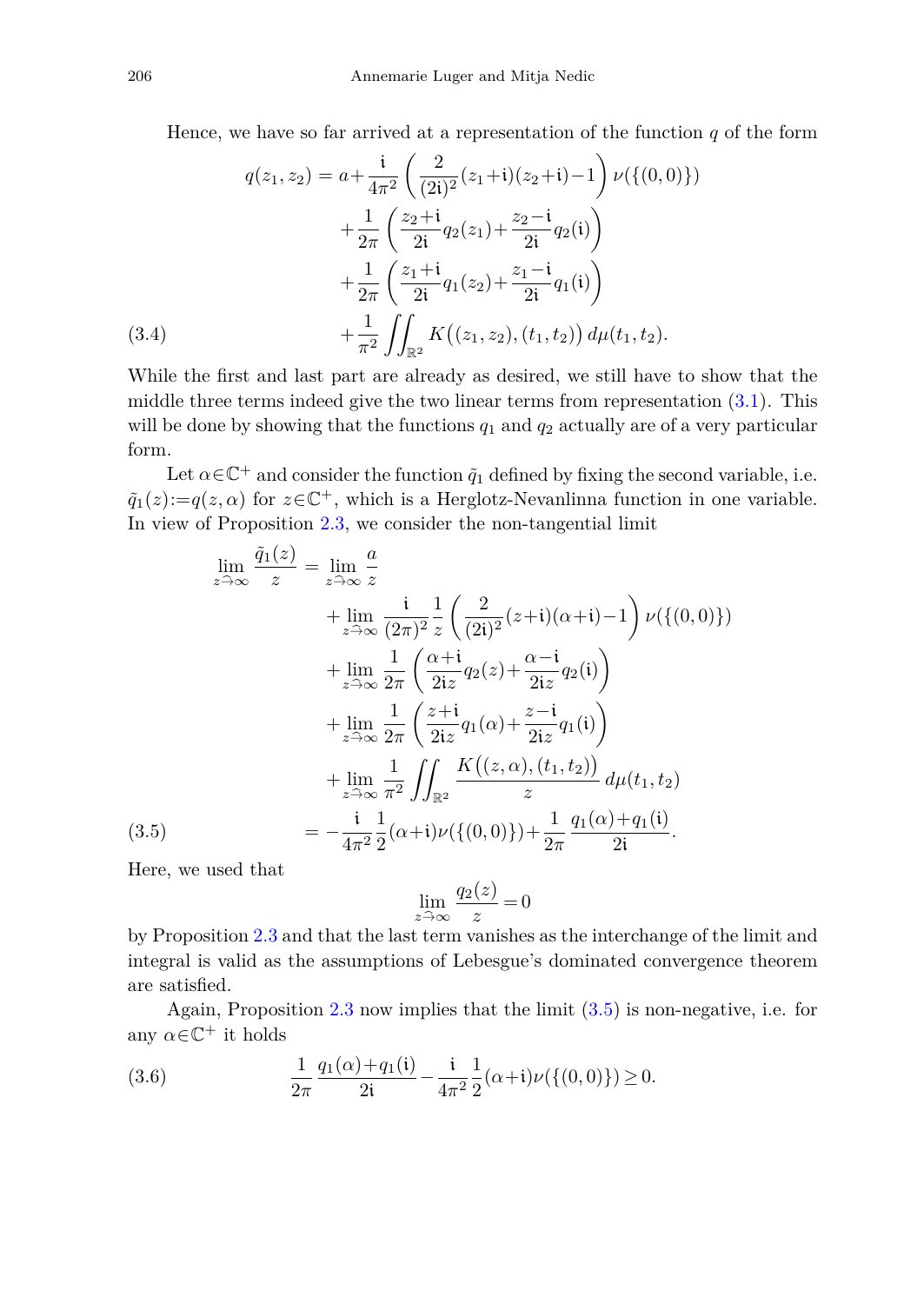Hence, we have so far arrived at a representation of the function $q$ of the form

$$
\begin{aligned}
q(z_1,z_2) = a &+ \frac{\mathfrak{i}}{4\pi^2}\left(\frac{2}{(2\mathfrak{i})^2}(z_1+\mathfrak{i})(z_2+\mathfrak{i})-1\right)\nu(\{(0,0)\}) \\
&+\frac{1}{2\pi}\left(\frac{z_2+\mathfrak{i}}{2\mathfrak{i}}q_2(z_1)+\frac{z_2-\mathfrak{i}}{2\mathfrak{i}}q_2(\mathfrak{i})\right) \\
&+\frac{1}{2\pi}\left(\frac{z_1+\mathfrak{i}}{2\mathfrak{i}}q_1(z_2)+\frac{z_1-\mathfrak{i}}{2\mathfrak{i}}q_1(\mathfrak{i})\right) \\
&+\frac{1}{\pi^2}\iint_{\mathbb{R}^2} K\big((z_1,z_2),(t_1,t_2)\big)\,d\mu(t_1,t_2).
\end{aligned}
\tag{3.4}
$$

While the first and last part are already as desired, we still have to show that the middle three terms indeed give the two linear terms from representation (3.1). This will be done by showing that the functions $q_1$ and $q_2$ actually are of a very particular form.

Let $\alpha\in\mathbb{C}^+$ and consider the function $\tilde{q}_1$ defined by fixing the second variable, i.e. $\tilde{q}_1(z):=q(z,\alpha)$ for $z\in\mathbb{C}^+$, which is a Herglotz-Nevanlinna function in one variable. In view of Proposition 2.3, we consider the non-tangential limit

$$
\begin{aligned}
\lim_{z \hat{\to} \infty}\frac{\tilde{q}_1(z)}{z} &= \lim_{z \hat{\to} \infty}\frac{a}{z} \\
&\quad+\lim_{z \hat{\to} \infty}\frac{\mathfrak{i}}{(2\pi)^2}\frac{1}{z}\left(\frac{2}{(2\mathfrak{i})^2}(z+\mathfrak{i})(\alpha+\mathfrak{i})-1\right)\nu(\{(0,0)\}) \\
&\quad+\lim_{z \hat{\to} \infty}\frac{1}{2\pi}\left(\frac{\alpha+\mathfrak{i}}{2\mathfrak{i}z}q_2(z)+\frac{\alpha-\mathfrak{i}}{2\mathfrak{i}z}q_2(\mathfrak{i})\right) \\
&\quad+\lim_{z \hat{\to} \infty}\frac{1}{2\pi}\left(\frac{z+\mathfrak{i}}{2\mathfrak{i}z}q_1(\alpha)+\frac{z-\mathfrak{i}}{2\mathfrak{i}z}q_1(\mathfrak{i})\right) \\
&\quad+\lim_{z \hat{\to} \infty}\frac{1}{\pi^2}\iint_{\mathbb{R}^2}\frac{K\big((z,\alpha),(t_1,t_2)\big)}{z}\,d\mu(t_1,t_2) \\
&= -\frac{\mathfrak{i}}{4\pi^2}\frac{1}{2}(\alpha+\mathfrak{i})\nu(\{(0,0)\})+\frac{1}{2\pi}\frac{q_1(\alpha)+q_1(\mathfrak{i})}{2\mathfrak{i}}.
\end{aligned}
\tag{3.5}
$$

Here, we used that

$$
\lim_{z \hat{\to} \infty}\frac{q_2(z)}{z}=0
$$

by Proposition 2.3 and that the last term vanishes as the interchange of the limit and integral is valid as the assumptions of Lebesgue's dominated convergence theorem are satisfied.

Again, Proposition 2.3 now implies that the limit (3.5) is non-negative, i.e. for any $\alpha\in\mathbb{C}^+$ it holds

$$
\frac{1}{2\pi}\frac{q_1(\alpha)+q_1(\mathfrak{i})}{2\mathfrak{i}}-\frac{\mathfrak{i}}{4\pi^2}\frac{1}{2}(\alpha+\mathfrak{i})\nu(\{(0,0)\})\geq 0.
\tag{3.6}
$$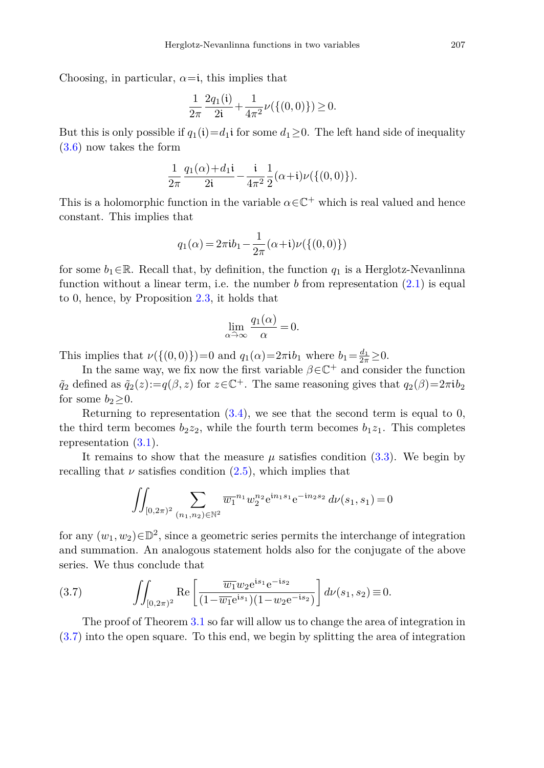Choosing, in particular, $\alpha=\mathfrak{i}$, this implies that

$$\frac{1}{2\pi}\frac{2q_1(\mathfrak{i})}{2\mathfrak{i}}+\frac{1}{4\pi^2}\nu(\{(0,0)\})\geq 0.$$

But this is only possible if $q_1(\mathfrak{i})=d_1\mathfrak{i}$ for some $d_1\geq 0$. The left hand side of inequality (3.6) now takes the form

$$\frac{1}{2\pi}\frac{q_1(\alpha)+d_1\mathfrak{i}}{2\mathfrak{i}}-\frac{\mathfrak{i}}{4\pi^2}\frac{1}{2}(\alpha+\mathfrak{i})\nu(\{(0,0)\}).$$

This is a holomorphic function in the variable $\alpha\in\mathbb{C}^+$ which is real valued and hence constant. This implies that

$$q_1(\alpha)=2\pi\mathfrak{i}b_1-\frac{1}{2\pi}(\alpha+\mathfrak{i})\nu(\{(0,0)\})$$

for some $b_1\in\mathbb{R}$. Recall that, by definition, the function $q_1$ is a Herglotz-Nevanlinna function without a linear term, i.e. the number $b$ from representation (2.1) is equal to 0, hence, by Proposition 2.3, it holds that

$$\lim_{\alpha \hat{\to} \infty}\frac{q_1(\alpha)}{\alpha}=0.$$

This implies that $\nu(\{(0,0)\})=0$ and $q_1(\alpha)=2\pi\mathfrak{i}b_1$ where $b_1=\frac{d_1}{2\pi}\geq 0$.

In the same way, we fix now the first variable $\beta\in\mathbb{C}^+$ and consider the function $\tilde{q}_2$ defined as $\tilde{q}_2(z):=q(\beta,z)$ for $z\in\mathbb{C}^+$. The same reasoning gives that $q_2(\beta)=2\pi\mathfrak{i}b_2$ for some $b_2\geq 0$.

Returning to representation (3.4), we see that the second term is equal to 0, the third term becomes $b_2z_2$, while the fourth term becomes $b_1z_1$. This completes representation (3.1).

It remains to show that the measure $\mu$ satisfies condition (3.3). We begin by recalling that $\nu$ satisfies condition (2.5), which implies that

$$\iint_{[0,2\pi)^2}\sum_{(n_1,n_2)\in\mathbb{N}^2}\overline{w_1}^{n_1}w_2^{n_2}\mathrm{e}^{\mathfrak{i}n_1s_1}\mathrm{e}^{-\mathfrak{i}n_2s_2}\,d\nu(s_1,s_1)=0$$

for any $(w_1,w_2)\in\mathbb{D}^2$, since a geometric series permits the interchange of integration and summation. An analogous statement holds also for the conjugate of the above series. We thus conclude that

$$\iint_{[0,2\pi)^2}\mathrm{Re}\left[\frac{\overline{w_1}w_2\mathrm{e}^{\mathfrak{i}s_1}\mathrm{e}^{-\mathfrak{i}s_2}}{(1-\overline{w_1}\mathrm{e}^{\mathfrak{i}s_1})(1-w_2\mathrm{e}^{-\mathfrak{i}s_2})}\right]d\nu(s_1,s_2)\equiv 0. \tag{3.7}$$

The proof of Theorem 3.1 so far will allow us to change the area of integration in (3.7) into the open square. To this end, we begin by splitting the area of integration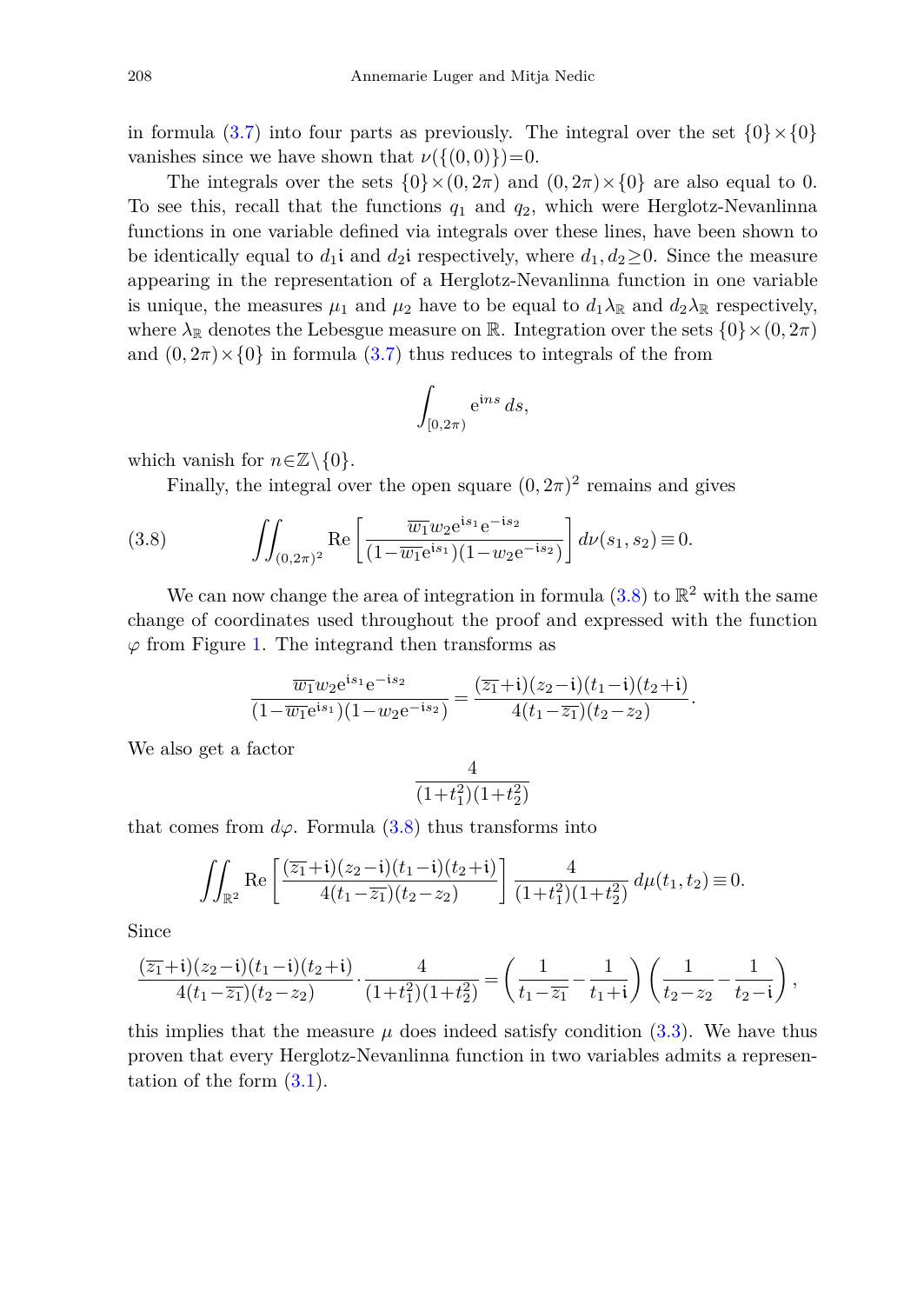in formula (3.7) into four parts as previously. The integral over the set $\{0\}\times\{0\}$ vanishes since we have shown that $\nu(\{(0,0)\})=0$.

The integrals over the sets $\{0\}\times(0,2\pi)$ and $(0,2\pi)\times\{0\}$ are also equal to 0. To see this, recall that the functions $q_1$ and $q_2$, which were Herglotz-Nevanlinna functions in one variable defined via integrals over these lines, have been shown to be identically equal to $d_1\mathfrak{i}$ and $d_2\mathfrak{i}$ respectively, where $d_1, d_2\geq 0$. Since the measure appearing in the representation of a Herglotz-Nevanlinna function in one variable is unique, the measures $\mu_1$ and $\mu_2$ have to be equal to $d_1\lambda_{\mathbb{R}}$ and $d_2\lambda_{\mathbb{R}}$ respectively, where $\lambda_{\mathbb{R}}$ denotes the Lebesgue measure on $\mathbb{R}$. Integration over the sets $\{0\}\times(0,2\pi)$ and $(0,2\pi)\times\{0\}$ in formula (3.7) thus reduces to integrals of the from

$$\int_{[0,2\pi)} \mathrm{e}^{\mathfrak{i}ns}\,ds,$$

which vanish for $n\in\mathbb{Z}\setminus\{0\}$.

Finally, the integral over the open square $(0,2\pi)^2$ remains and gives

$$\iint_{(0,2\pi)^2} \operatorname{Re}\left[\frac{\overline{w_1}w_2\mathrm{e}^{\mathfrak{i}s_1}\mathrm{e}^{-\mathfrak{i}s_2}}{(1-\overline{w_1}\mathrm{e}^{\mathfrak{i}s_1})(1-w_2\mathrm{e}^{-\mathfrak{i}s_2})}\right] d\nu(s_1,s_2)\equiv 0. \tag{3.8}$$

We can now change the area of integration in formula (3.8) to $\mathbb{R}^2$ with the same change of coordinates used throughout the proof and expressed with the function $\varphi$ from Figure 1. The integrand then transforms as

$$\frac{\overline{w_1}w_2\mathrm{e}^{\mathfrak{i}s_1}\mathrm{e}^{-\mathfrak{i}s_2}}{(1-\overline{w_1}\mathrm{e}^{\mathfrak{i}s_1})(1-w_2\mathrm{e}^{-\mathfrak{i}s_2})}=\frac{(\overline{z_1}+\mathfrak{i})(z_2-\mathfrak{i})(t_1-\mathfrak{i})(t_2+\mathfrak{i})}{4(t_1-\overline{z_1})(t_2-z_2)}.$$

We also get a factor

$$\frac{4}{(1+t_1^2)(1+t_2^2)}$$

that comes from $d\varphi$. Formula (3.8) thus transforms into

$$\iint_{\mathbb{R}^2} \operatorname{Re}\left[\frac{(\overline{z_1}+\mathfrak{i})(z_2-\mathfrak{i})(t_1-\mathfrak{i})(t_2+\mathfrak{i})}{4(t_1-\overline{z_1})(t_2-z_2)}\right]\frac{4}{(1+t_1^2)(1+t_2^2)}\,d\mu(t_1,t_2)\equiv 0.$$

Since

$$\frac{(\overline{z_1}+\mathfrak{i})(z_2-\mathfrak{i})(t_1-\mathfrak{i})(t_2+\mathfrak{i})}{4(t_1-\overline{z_1})(t_2-z_2)}\cdot\frac{4}{(1+t_1^2)(1+t_2^2)}=\left(\frac{1}{t_1-\overline{z_1}}-\frac{1}{t_1+\mathfrak{i}}\right)\left(\frac{1}{t_2-z_2}-\frac{1}{t_2-\mathfrak{i}}\right),$$

this implies that the measure $\mu$ does indeed satisfy condition (3.3). We have thus proven that every Herglotz-Nevanlinna function in two variables admits a representation of the form (3.1).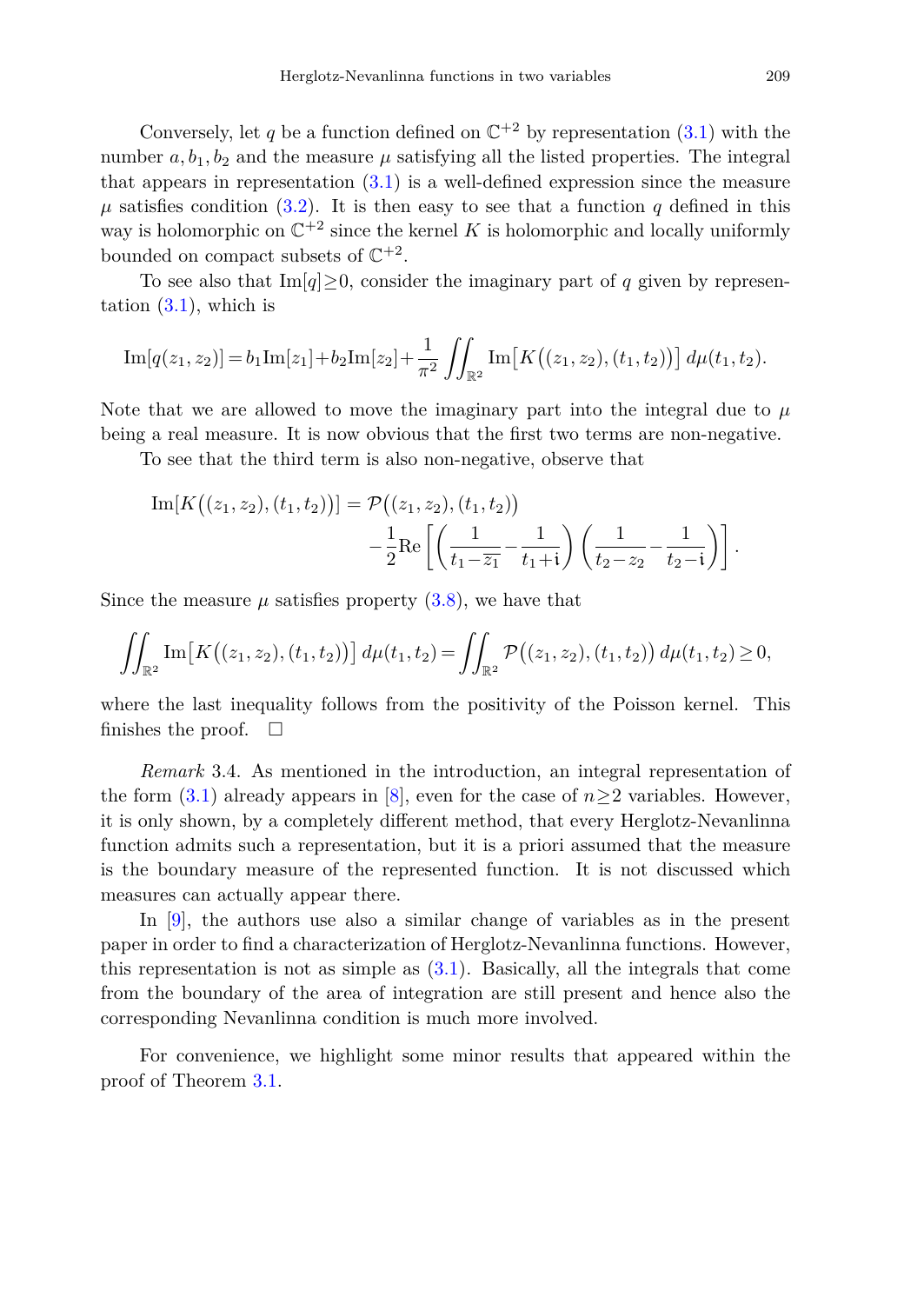Conversely, let $q$ be a function defined on $\mathbb{C}^{+2}$ by representation (3.1) with the number $a, b_1, b_2$ and the measure $\mu$ satisfying all the listed properties. The integral that appears in representation (3.1) is a well-defined expression since the measure $\mu$ satisfies condition (3.2). It is then easy to see that a function $q$ defined in this way is holomorphic on $\mathbb{C}^{+2}$ since the kernel $K$ is holomorphic and locally uniformly bounded on compact subsets of $\mathbb{C}^{+2}$.

To see also that $\mathrm{Im}[q] \geq 0$, consider the imaginary part of $q$ given by representation (3.1), which is

$$\mathrm{Im}[q(z_1,z_2)] = b_1 \mathrm{Im}[z_1] + b_2 \mathrm{Im}[z_2] + \frac{1}{\pi^2} \iint_{\mathbb{R}^2} \mathrm{Im}\big[K\big((z_1,z_2),(t_1,t_2)\big)\big]\, d\mu(t_1,t_2).$$

Note that we are allowed to move the imaginary part into the integral due to $\mu$ being a real measure. It is now obvious that the first two terms are non-negative.

To see that the third term is also non-negative, observe that

$$\begin{aligned}\mathrm{Im}[K\big((z_1,z_2),(t_1,t_2)\big)] = {} & \mathcal{P}\big((z_1,z_2),(t_1,t_2)\big) \\ & -\frac{1}{2}\mathrm{Re}\left[\left(\frac{1}{t_1-\overline{z_1}} - \frac{1}{t_1+\mathfrak{i}}\right)\left(\frac{1}{t_2-z_2} - \frac{1}{t_2-\mathfrak{i}}\right)\right].\end{aligned}$$

Since the measure $\mu$ satisfies property (3.8), we have that

$$\iint_{\mathbb{R}^2} \mathrm{Im}\big[K\big((z_1,z_2),(t_1,t_2)\big)\big]\, d\mu(t_1,t_2) = \iint_{\mathbb{R}^2} \mathcal{P}\big((z_1,z_2),(t_1,t_2)\big)\, d\mu(t_1,t_2) \geq 0,$$

where the last inequality follows from the positivity of the Poisson kernel. This finishes the proof. $\square$

*Remark* 3.4. As mentioned in the introduction, an integral representation of the form (3.1) already appears in [8], even for the case of $n \geq 2$ variables. However, it is only shown, by a completely different method, that every Herglotz-Nevanlinna function admits such a representation, but it is a priori assumed that the measure is the boundary measure of the represented function. It is not discussed which measures can actually appear there.

In [9], the authors use also a similar change of variables as in the present paper in order to find a characterization of Herglotz-Nevanlinna functions. However, this representation is not as simple as (3.1). Basically, all the integrals that come from the boundary of the area of integration are still present and hence also the corresponding Nevanlinna condition is much more involved.

For convenience, we highlight some minor results that appeared within the proof of Theorem 3.1.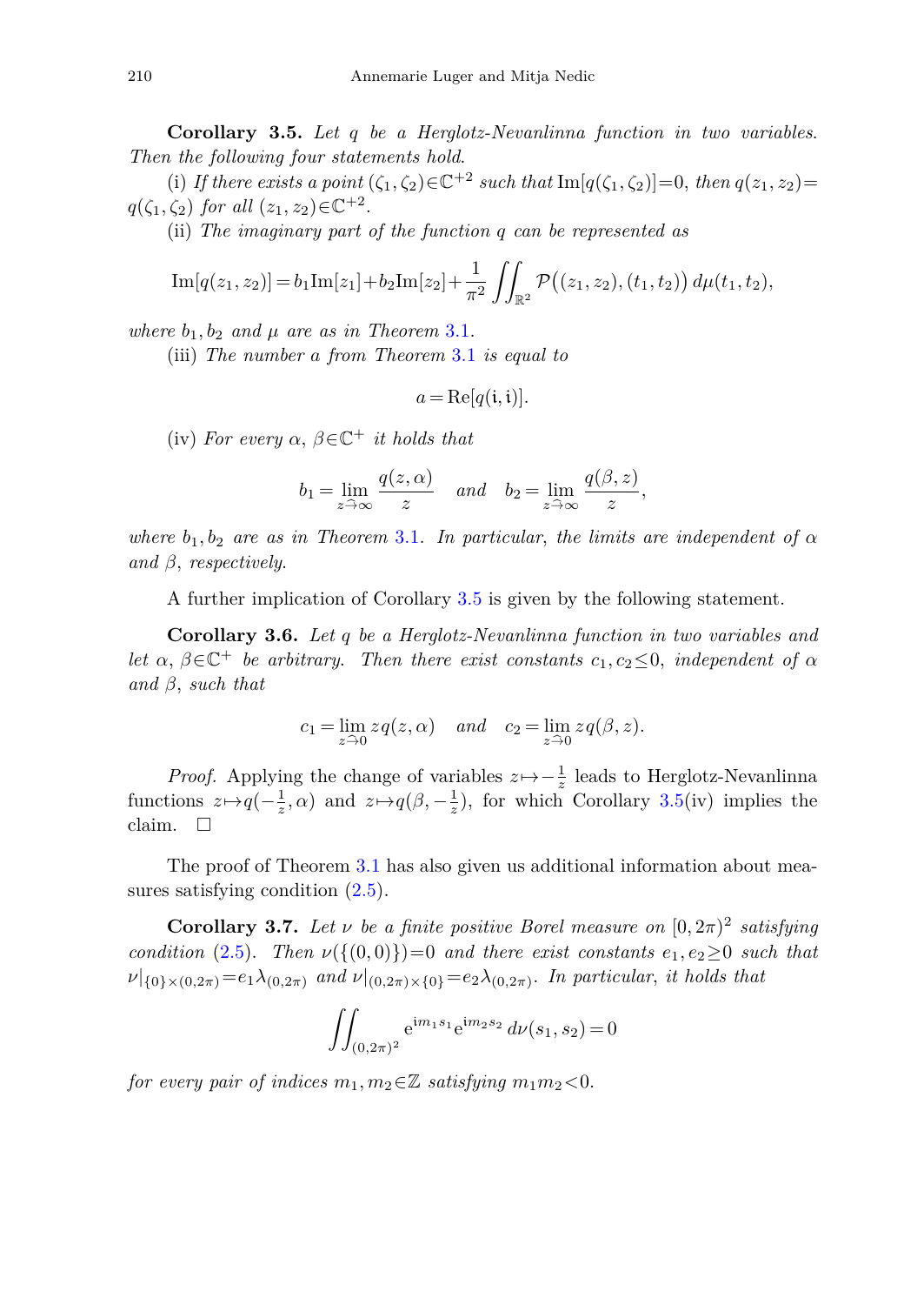**Corollary 3.5.** *Let $q$ be a Herglotz-Nevanlinna function in two variables. Then the following four statements hold.*

(i) *If there exists a point $(\zeta_1,\zeta_2)\in\mathbb{C}^{+2}$ such that $\mathrm{Im}[q(\zeta_1,\zeta_2)]=0$, then $q(z_1,z_2)=q(\zeta_1,\zeta_2)$ for all $(z_1,z_2)\in\mathbb{C}^{+2}$.*

(ii) *The imaginary part of the function $q$ can be represented as*

$$\mathrm{Im}[q(z_1,z_2)]=b_1\mathrm{Im}[z_1]+b_2\mathrm{Im}[z_2]+\frac{1}{\pi^2}\iint_{\mathbb{R}^2}\mathcal{P}\big((z_1,z_2),(t_1,t_2)\big)\,d\mu(t_1,t_2),$$

*where $b_1,b_2$ and $\mu$ are as in Theorem 3.1.*

(iii) *The number $a$ from Theorem 3.1 is equal to*

$$a=\mathrm{Re}[q(\mathrm{i},\mathrm{i})].$$

(iv) *For every $\alpha,\ \beta\in\mathbb{C}^+$ it holds that*

$$b_1=\lim_{z\hat{\to}\infty}\frac{q(z,\alpha)}{z}\quad\textit{and}\quad b_2=\lim_{z\hat{\to}\infty}\frac{q(\beta,z)}{z},$$

*where $b_1,b_2$ are as in Theorem 3.1. In particular, the limits are independent of $\alpha$ and $\beta$, respectively.*

A further implication of Corollary 3.5 is given by the following statement.

**Corollary 3.6.** *Let $q$ be a Herglotz-Nevanlinna function in two variables and let $\alpha,\ \beta\in\mathbb{C}^+$ be arbitrary. Then there exist constants $c_1,c_2\leq 0$, independent of $\alpha$ and $\beta$, such that*

$$c_1=\lim_{z\hat{\to}0}zq(z,\alpha)\quad\textit{and}\quad c_2=\lim_{z\hat{\to}0}zq(\beta,z).$$

*Proof.* Applying the change of variables $z\mapsto-\frac{1}{z}$ leads to Herglotz-Nevanlinna functions $z\mapsto q(-\frac{1}{z},\alpha)$ and $z\mapsto q(\beta,-\frac{1}{z})$, for which Corollary 3.5(iv) implies the claim. $\square$

The proof of Theorem 3.1 has also given us additional information about measures satisfying condition (2.5).

**Corollary 3.7.** *Let $\nu$ be a finite positive Borel measure on $[0,2\pi)^2$ satisfying condition (2.5). Then $\nu(\{(0,0)\})=0$ and there exist constants $e_1,e_2\geq 0$ such that $\nu|_{\{0\}\times(0,2\pi)}=e_1\lambda_{(0,2\pi)}$ and $\nu|_{(0,2\pi)\times\{0\}}=e_2\lambda_{(0,2\pi)}$. In particular, it holds that*

$$\iint_{(0,2\pi)^2}\mathrm{e}^{\mathrm{i}m_1s_1}\mathrm{e}^{\mathrm{i}m_2s_2}\,d\nu(s_1,s_2)=0$$

*for every pair of indices $m_1,m_2\in\mathbb{Z}$ satisfying $m_1m_2<0$.*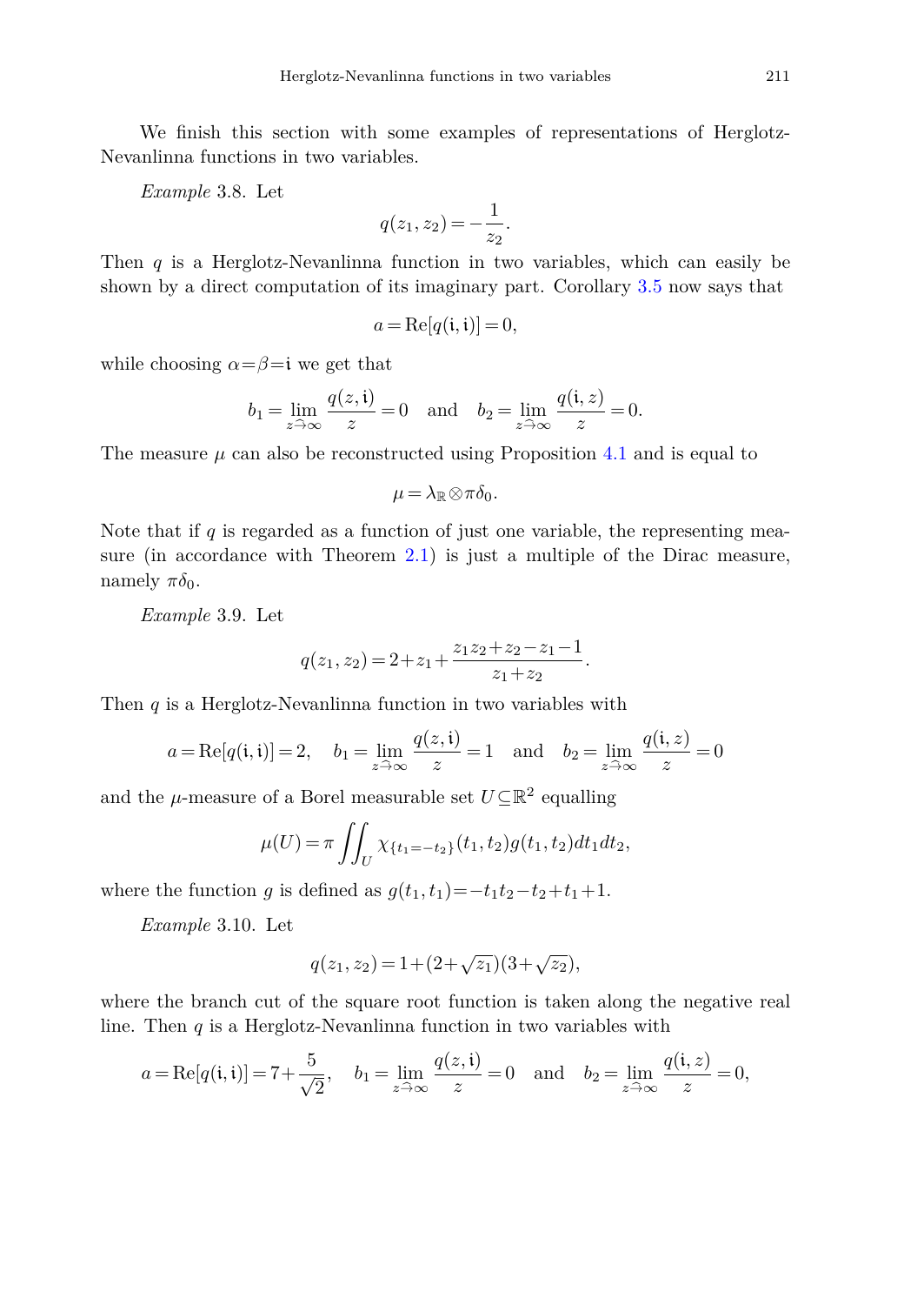We finish this section with some examples of representations of Herglotz-Nevanlinna functions in two variables.

*Example* 3.8. Let

$$q(z_1,z_2)=-\frac{1}{z_2}.$$

Then $q$ is a Herglotz-Nevanlinna function in two variables, which can easily be shown by a direct computation of its imaginary part. Corollary 3.5 now says that

$$a=\mathrm{Re}[q(\mathfrak{i},\mathfrak{i})]=0,$$

while choosing $\alpha=\beta=\mathfrak{i}$ we get that

$$b_1=\lim_{z \hat{\to} \infty}\frac{q(z,\mathfrak{i})}{z}=0 \quad \text{and} \quad b_2=\lim_{z \hat{\to} \infty}\frac{q(\mathfrak{i},z)}{z}=0.$$

The measure $\mu$ can also be reconstructed using Proposition 4.1 and is equal to

$$\mu=\lambda_{\mathbb{R}}\otimes\pi\delta_0.$$

Note that if $q$ is regarded as a function of just one variable, the representing measure (in accordance with Theorem 2.1) is just a multiple of the Dirac measure, namely $\pi\delta_0$.

*Example* 3.9. Let

$$q(z_1,z_2)=2+z_1+\frac{z_1z_2+z_2-z_1-1}{z_1+z_2}.$$

Then $q$ is a Herglotz-Nevanlinna function in two variables with

$$a=\mathrm{Re}[q(\mathfrak{i},\mathfrak{i})]=2, \quad b_1=\lim_{z \hat{\to} \infty}\frac{q(z,\mathfrak{i})}{z}=1 \quad \text{and} \quad b_2=\lim_{z \hat{\to} \infty}\frac{q(\mathfrak{i},z)}{z}=0$$

and the $\mu$-measure of a Borel measurable set $U\subseteq\mathbb{R}^2$ equalling

$$\mu(U)=\pi\iint_U \chi_{\{t_1=-t_2\}}(t_1,t_2)g(t_1,t_2)dt_1dt_2,$$

where the function $g$ is defined as $g(t_1,t_1)=-t_1t_2-t_2+t_1+1$.

*Example* 3.10. Let

$$q(z_1,z_2)=1+(2+\sqrt{z_1})(3+\sqrt{z_2}),$$

where the branch cut of the square root function is taken along the negative real line. Then $q$ is a Herglotz-Nevanlinna function in two variables with

$$a=\mathrm{Re}[q(\mathfrak{i},\mathfrak{i})]=7+\frac{5}{\sqrt{2}}, \quad b_1=\lim_{z \hat{\to} \infty}\frac{q(z,\mathfrak{i})}{z}=0 \quad \text{and} \quad b_2=\lim_{z \hat{\to} \infty}\frac{q(\mathfrak{i},z)}{z}=0,$$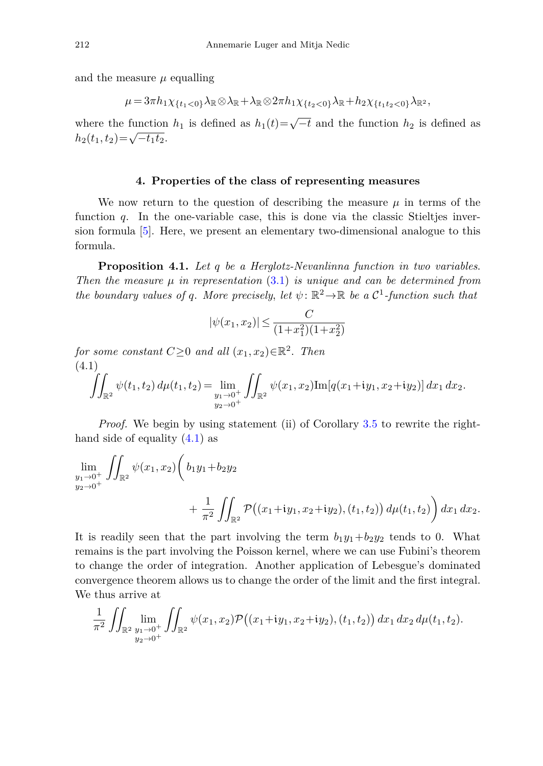and the measure $\mu$ equalling

$$\mu = 3\pi h_1 \chi_{\{t_1<0\}}\lambda_{\mathbb{R}} \otimes \lambda_{\mathbb{R}} + \lambda_{\mathbb{R}} \otimes 2\pi h_1 \chi_{\{t_2<0\}}\lambda_{\mathbb{R}} + h_2 \chi_{\{t_1 t_2<0\}}\lambda_{\mathbb{R}^2},$$

where the function $h_1$ is defined as $h_1(t)=\sqrt{-t}$ and the function $h_2$ is defined as $h_2(t_1,t_2)=\sqrt{-t_1 t_2}$.

## 4. Properties of the class of representing measures

We now return to the question of describing the measure $\mu$ in terms of the function $q$. In the one-variable case, this is done via the classic Stieltjes inversion formula [5]. Here, we present an elementary two-dimensional analogue to this formula.

**Proposition 4.1.** *Let $q$ be a Herglotz-Nevanlinna function in two variables. Then the measure $\mu$ in representation (3.1) is unique and can be determined from the boundary values of $q$. More precisely, let $\psi\colon \mathbb{R}^2 \to \mathbb{R}$ be a $\mathcal{C}^1$-function such that*

$$|\psi(x_1,x_2)| \leq \frac{C}{(1+x_1^2)(1+x_2^2)}$$

*for some constant $C \geq 0$ and all $(x_1,x_2) \in \mathbb{R}^2$. Then*

$$\iint_{\mathbb{R}^2} \psi(t_1,t_2)\, d\mu(t_1,t_2) = \lim_{\substack{y_1 \to 0^+ \\ y_2 \to 0^+}} \iint_{\mathbb{R}^2} \psi(x_1,x_2) \mathrm{Im}[q(x_1+\mathfrak{i}y_1, x_2+\mathfrak{i}y_2)]\, dx_1\, dx_2. \tag{4.1}$$

*Proof.* We begin by using statement (ii) of Corollary 3.5 to rewrite the right-hand side of equality (4.1) as

$$\lim_{\substack{y_1 \to 0^+ \\ y_2 \to 0^+}} \iint_{\mathbb{R}^2} \psi(x_1,x_2) \bigg( b_1 y_1 + b_2 y_2 + \frac{1}{\pi^2} \iint_{\mathbb{R}^2} \mathcal{P}\big((x_1+\mathfrak{i}y_1, x_2+\mathfrak{i}y_2),(t_1,t_2)\big)\, d\mu(t_1,t_2) \bigg)\, dx_1\, dx_2.$$

It is readily seen that the part involving the term $b_1 y_1 + b_2 y_2$ tends to 0. What remains is the part involving the Poisson kernel, where we can use Fubini's theorem to change the order of integration. Another application of Lebesgue's dominated convergence theorem allows us to change the order of the limit and the first integral. We thus arrive at

$$\frac{1}{\pi^2} \iint_{\mathbb{R}^2} \lim_{\substack{y_1 \to 0^+ \\ y_2 \to 0^+}} \iint_{\mathbb{R}^2} \psi(x_1,x_2) \mathcal{P}\big((x_1+\mathfrak{i}y_1, x_2+\mathfrak{i}y_2),(t_1,t_2)\big)\, dx_1\, dx_2\, d\mu(t_1,t_2).$$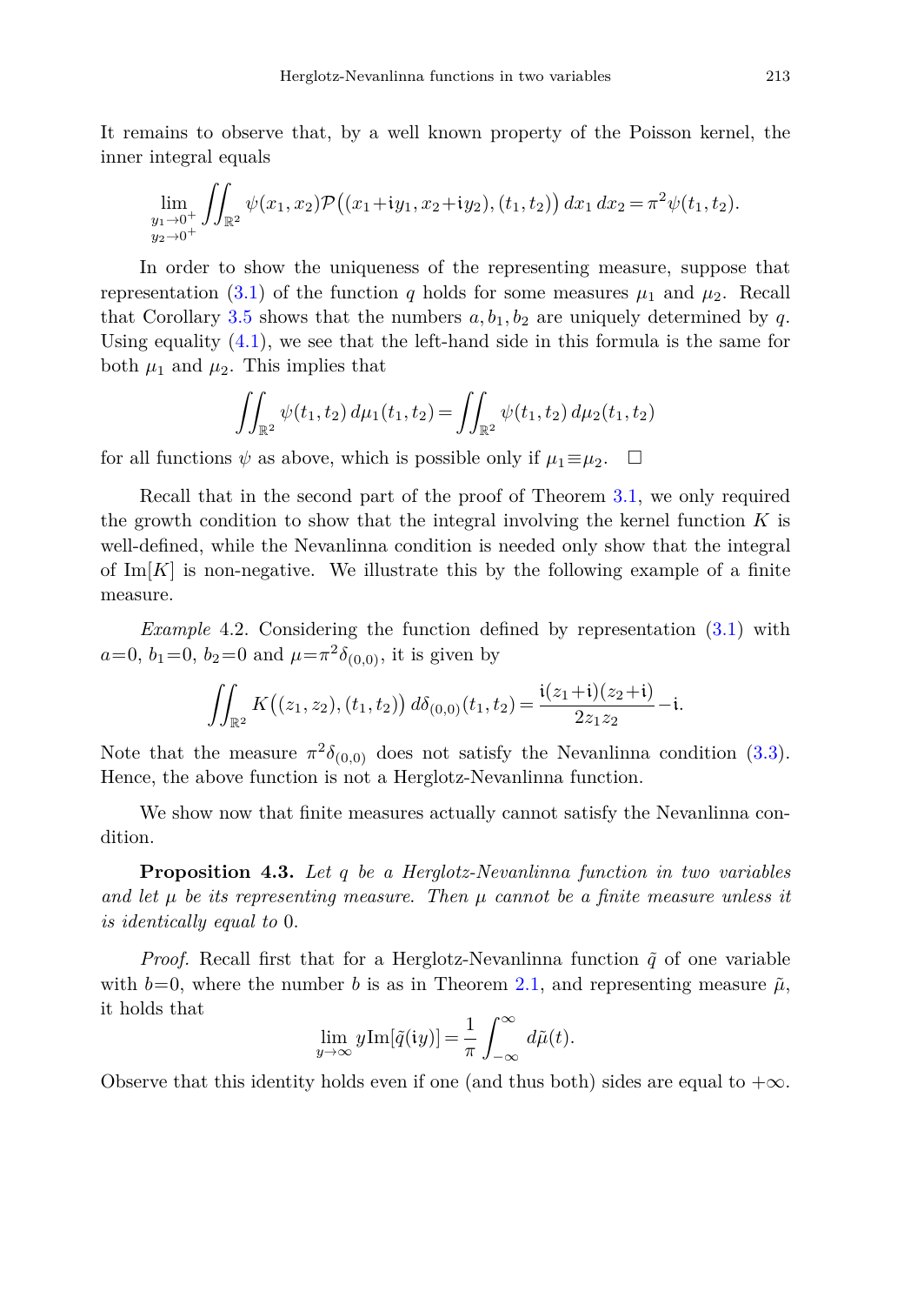It remains to observe that, by a well known property of the Poisson kernel, the inner integral equals

$$\lim_{\substack{y_1\to 0^+\\ y_2\to 0^+}} \iint_{\mathbb{R}^2} \psi(x_1,x_2)\mathcal{P}\big((x_1+\mathfrak{i}y_1,x_2+\mathfrak{i}y_2),(t_1,t_2)\big)\,dx_1\,dx_2 = \pi^2\psi(t_1,t_2).$$

In order to show the uniqueness of the representing measure, suppose that representation (3.1) of the function $q$ holds for some measures $\mu_1$ and $\mu_2$. Recall that Corollary 3.5 shows that the numbers $a, b_1, b_2$ are uniquely determined by $q$. Using equality (4.1), we see that the left-hand side in this formula is the same for both $\mu_1$ and $\mu_2$. This implies that

$$\iint_{\mathbb{R}^2} \psi(t_1,t_2)\,d\mu_1(t_1,t_2) = \iint_{\mathbb{R}^2} \psi(t_1,t_2)\,d\mu_2(t_1,t_2)$$

for all functions $\psi$ as above, which is possible only if $\mu_1 \equiv \mu_2$. $\square$

Recall that in the second part of the proof of Theorem 3.1, we only required the growth condition to show that the integral involving the kernel function $K$ is well-defined, while the Nevanlinna condition is needed only show that the integral of $\mathrm{Im}[K]$ is non-negative. We illustrate this by the following example of a finite measure.

*Example* 4.2. Considering the function defined by representation (3.1) with $a=0$, $b_1=0$, $b_2=0$ and $\mu=\pi^2\delta_{(0,0)}$, it is given by

$$\iint_{\mathbb{R}^2} K\big((z_1,z_2),(t_1,t_2)\big)\,d\delta_{(0,0)}(t_1,t_2) = \frac{\mathfrak{i}(z_1+\mathfrak{i})(z_2+\mathfrak{i})}{2z_1z_2} - \mathfrak{i}.$$

Note that the measure $\pi^2\delta_{(0,0)}$ does not satisfy the Nevanlinna condition (3.3). Hence, the above function is not a Herglotz-Nevanlinna function.

We show now that finite measures actually cannot satisfy the Nevanlinna condition.

**Proposition 4.3.** *Let $q$ be a Herglotz-Nevanlinna function in two variables and let $\mu$ be its representing measure. Then $\mu$ cannot be a finite measure unless it is identically equal to* 0.

*Proof.* Recall first that for a Herglotz-Nevanlinna function $\tilde{q}$ of one variable with $b=0$, where the number $b$ is as in Theorem 2.1, and representing measure $\tilde{\mu}$, it holds that

$$\lim_{y\to\infty} y\,\mathrm{Im}[\tilde{q}(\mathfrak{i}y)] = \frac{1}{\pi}\int_{-\infty}^{\infty} d\tilde{\mu}(t).$$

Observe that this identity holds even if one (and thus both) sides are equal to $+\infty$.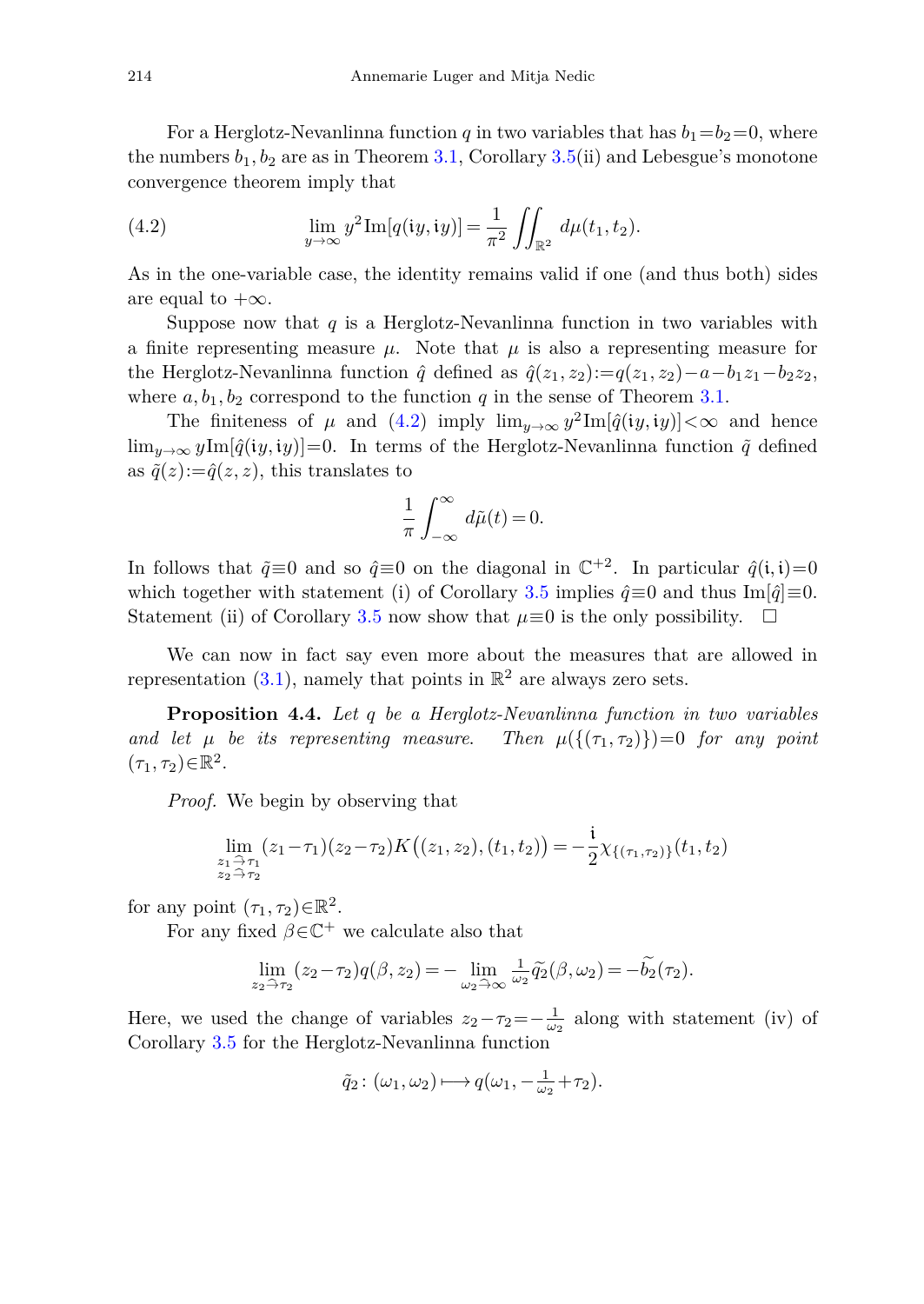For a Herglotz-Nevanlinna function $q$ in two variables that has $b_1=b_2=0$, where the numbers $b_1, b_2$ are as in Theorem 3.1, Corollary 3.5(ii) and Lebesgue's monotone convergence theorem imply that

$$\lim_{y\to\infty} y^2 \mathrm{Im}[q(\mathfrak{i}y,\mathfrak{i}y)] = \frac{1}{\pi^2}\iint_{\mathbb{R}^2} d\mu(t_1,t_2). \tag{4.2}$$

As in the one-variable case, the identity remains valid if one (and thus both) sides are equal to $+\infty$.

Suppose now that $q$ is a Herglotz-Nevanlinna function in two variables with a finite representing measure $\mu$. Note that $\mu$ is also a representing measure for the Herglotz-Nevanlinna function $\hat{q}$ defined as $\hat{q}(z_1,z_2):=q(z_1,z_2)-a-b_1z_1-b_2z_2$, where $a, b_1, b_2$ correspond to the function $q$ in the sense of Theorem 3.1.

The finiteness of $\mu$ and (4.2) imply $\lim_{y\to\infty} y^2\mathrm{Im}[\hat{q}(\mathfrak{i}y,\mathfrak{i}y)]<\infty$ and hence $\lim_{y\to\infty} y\mathrm{Im}[\hat{q}(\mathfrak{i}y,\mathfrak{i}y)]=0$. In terms of the Herglotz-Nevanlinna function $\tilde{q}$ defined as $\tilde{q}(z):=\hat{q}(z,z)$, this translates to

$$\frac{1}{\pi}\int_{-\infty}^{\infty} d\tilde{\mu}(t) = 0.$$

In follows that $\tilde{q}\equiv 0$ and so $\hat{q}\equiv 0$ on the diagonal in $\mathbb{C}^{+2}$. In particular $\hat{q}(\mathfrak{i},\mathfrak{i})=0$ which together with statement (i) of Corollary 3.5 implies $\hat{q}\equiv 0$ and thus $\mathrm{Im}[\hat{q}]\equiv 0$. Statement (ii) of Corollary 3.5 now show that $\mu\equiv 0$ is the only possibility. $\square$

We can now in fact say even more about the measures that are allowed in representation (3.1), namely that points in $\mathbb{R}^2$ are always zero sets.

**Proposition 4.4.** *Let $q$ be a Herglotz-Nevanlinna function in two variables and let $\mu$ be its representing measure. Then $\mu(\{(\tau_1,\tau_2)\})=0$ for any point $(\tau_1,\tau_2)\in\mathbb{R}^2$.*

*Proof.* We begin by observing that

$$\lim_{\substack{z_1 \hat{\to} \tau_1 \\ z_2 \hat{\to} \tau_2}} (z_1-\tau_1)(z_2-\tau_2)K\big((z_1,z_2),(t_1,t_2)\big) = -\frac{\mathfrak{i}}{2}\chi_{\{(\tau_1,\tau_2)\}}(t_1,t_2)$$

for any point $(\tau_1,\tau_2)\in\mathbb{R}^2$.

For any fixed $\beta\in\mathbb{C}^+$ we calculate also that

$$\lim_{z_2\hat{\to}\tau_2}(z_2-\tau_2)q(\beta,z_2) = -\lim_{\omega_2\hat{\to}\infty}\tfrac{1}{\omega_2}\widetilde{q_2}(\beta,\omega_2) = -\widetilde{b_2}(\tau_2).$$

Here, we used the change of variables $z_2-\tau_2=-\frac{1}{\omega_2}$ along with statement (iv) of Corollary 3.5 for the Herglotz-Nevanlinna function

$$\tilde{q}_2\colon (\omega_1,\omega_2)\longmapsto q(\omega_1, -\tfrac{1}{\omega_2}+\tau_2).$$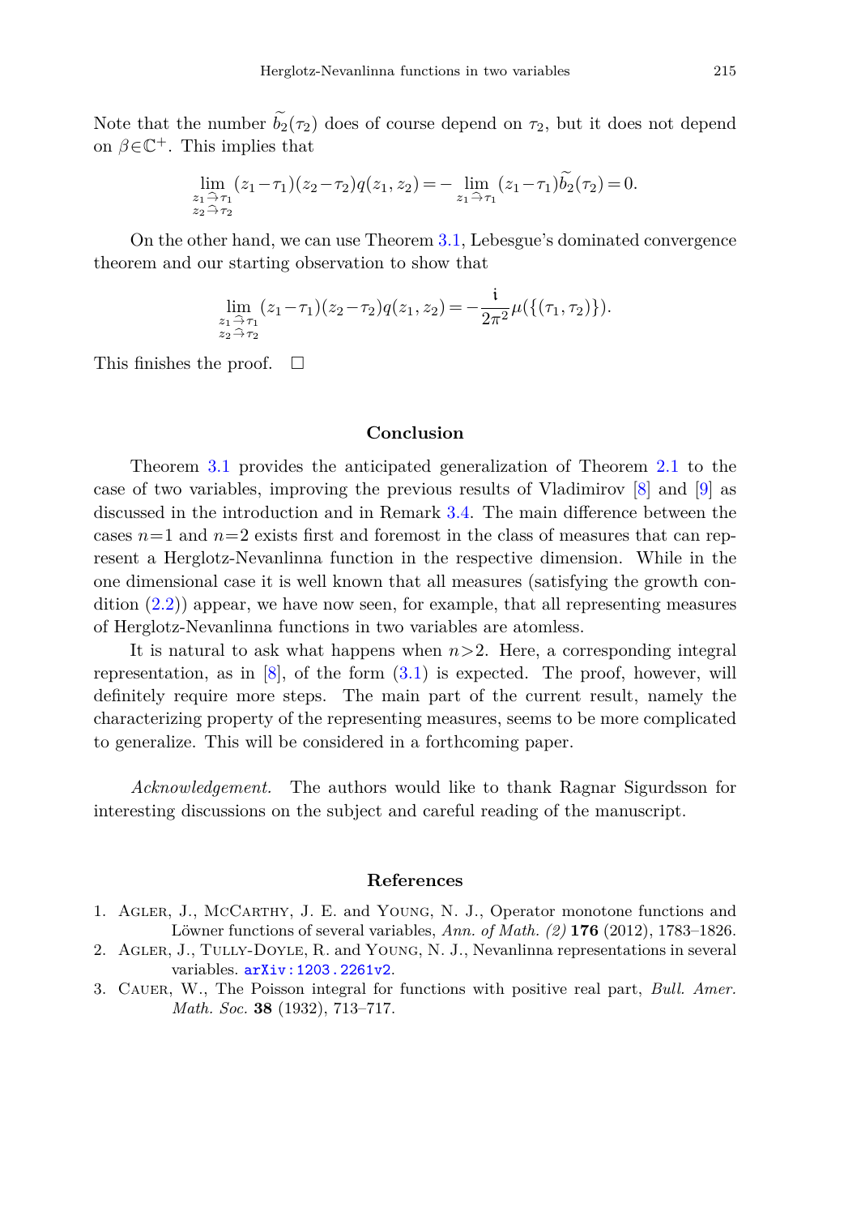Note that the number $\widetilde{b}_2(\tau_2)$ does of course depend on $\tau_2$, but it does not depend on $\beta\in\mathbb{C}^+$. This implies that

$$\lim_{\substack{z_1 \hat{\to} \tau_1 \\ z_2 \hat{\to} \tau_2}} (z_1-\tau_1)(z_2-\tau_2)q(z_1,z_2) = -\lim_{z_1 \hat{\to} \tau_1} (z_1-\tau_1)\widetilde{b}_2(\tau_2) = 0.$$

On the other hand, we can use Theorem 3.1, Lebesgue's dominated convergence theorem and our starting observation to show that

$$\lim_{\substack{z_1 \hat{\to} \tau_1 \\ z_2 \hat{\to} \tau_2}} (z_1-\tau_1)(z_2-\tau_2)q(z_1,z_2) = -\frac{\mathfrak{i}}{2\pi^2}\mu(\{(\tau_1,\tau_2)\}).$$

This finishes the proof. $\square$

## Conclusion

Theorem 3.1 provides the anticipated generalization of Theorem 2.1 to the case of two variables, improving the previous results of Vladimirov [8] and [9] as discussed in the introduction and in Remark 3.4. The main difference between the cases $n=1$ and $n=2$ exists first and foremost in the class of measures that can represent a Herglotz-Nevanlinna function in the respective dimension. While in the one dimensional case it is well known that all measures (satisfying the growth condition (2.2)) appear, we have now seen, for example, that all representing measures of Herglotz-Nevanlinna functions in two variables are atomless.

It is natural to ask what happens when $n>2$. Here, a corresponding integral representation, as in [8], of the form (3.1) is expected. The proof, however, will definitely require more steps. The main part of the current result, namely the characterizing property of the representing measures, seems to be more complicated to generalize. This will be considered in a forthcoming paper.

*Acknowledgement.* The authors would like to thank Ragnar Sigurdsson for interesting discussions on the subject and careful reading of the manuscript.

## References

1. Agler, J., McCarthy, J. E. and Young, N. J., Operator monotone functions and Löwner functions of several variables, *Ann. of Math. (2)* **176** (2012), 1783–1826.
2. Agler, J., Tully-Doyle, R. and Young, N. J., Nevanlinna representations in several variables. arXiv:1203.2261v2.
3. Cauer, W., The Poisson integral for functions with positive real part, *Bull. Amer. Math. Soc.* **38** (1932), 713–717.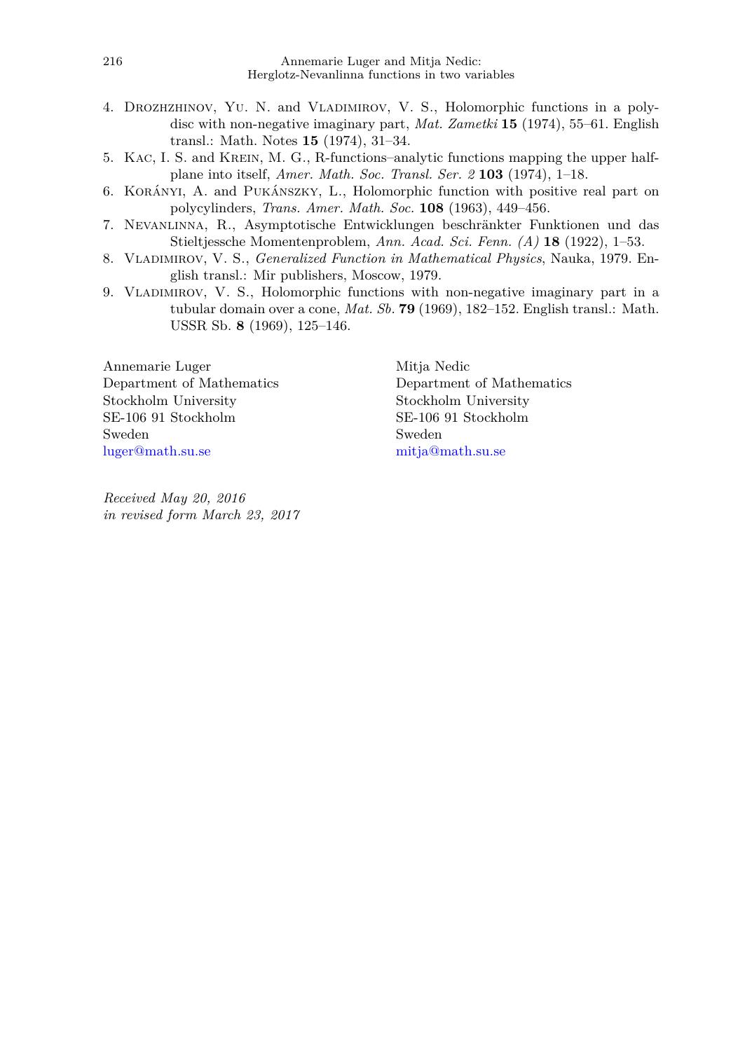4. Drozhzhinov, Yu. N. and Vladimirov, V. S., Holomorphic functions in a polydisc with non-negative imaginary part, *Mat. Zametki* **15** (1974), 55–61. English transl.: Math. Notes **15** (1974), 31–34.
5. Kac, I. S. and Krein, M. G., R-functions–analytic functions mapping the upper half-plane into itself, *Amer. Math. Soc. Transl. Ser. 2* **103** (1974), 1–18.
6. Korányi, A. and Pukánszky, L., Holomorphic function with positive real part on polycylinders, *Trans. Amer. Math. Soc.* **108** (1963), 449–456.
7. Nevanlinna, R., Asymptotische Entwicklungen beschränkter Funktionen und das Stieltjessche Momentenproblem, *Ann. Acad. Sci. Fenn. (A)* **18** (1922), 1–53.
8. Vladimirov, V. S., *Generalized Function in Mathematical Physics*, Nauka, 1979. English transl.: Mir publishers, Moscow, 1979.
9. Vladimirov, V. S., Holomorphic functions with non-negative imaginary part in a tubular domain over a cone, *Mat. Sb.* **79** (1969), 182–152. English transl.: Math. USSR Sb. **8** (1969), 125–146.

Annemarie Luger
Department of Mathematics
Stockholm University
SE-106 91 Stockholm
Sweden
luger@math.su.se

Mitja Nedic
Department of Mathematics
Stockholm University
SE-106 91 Stockholm
Sweden
mitja@math.su.se

*Received May 20, 2016*
*in revised form March 23, 2017*